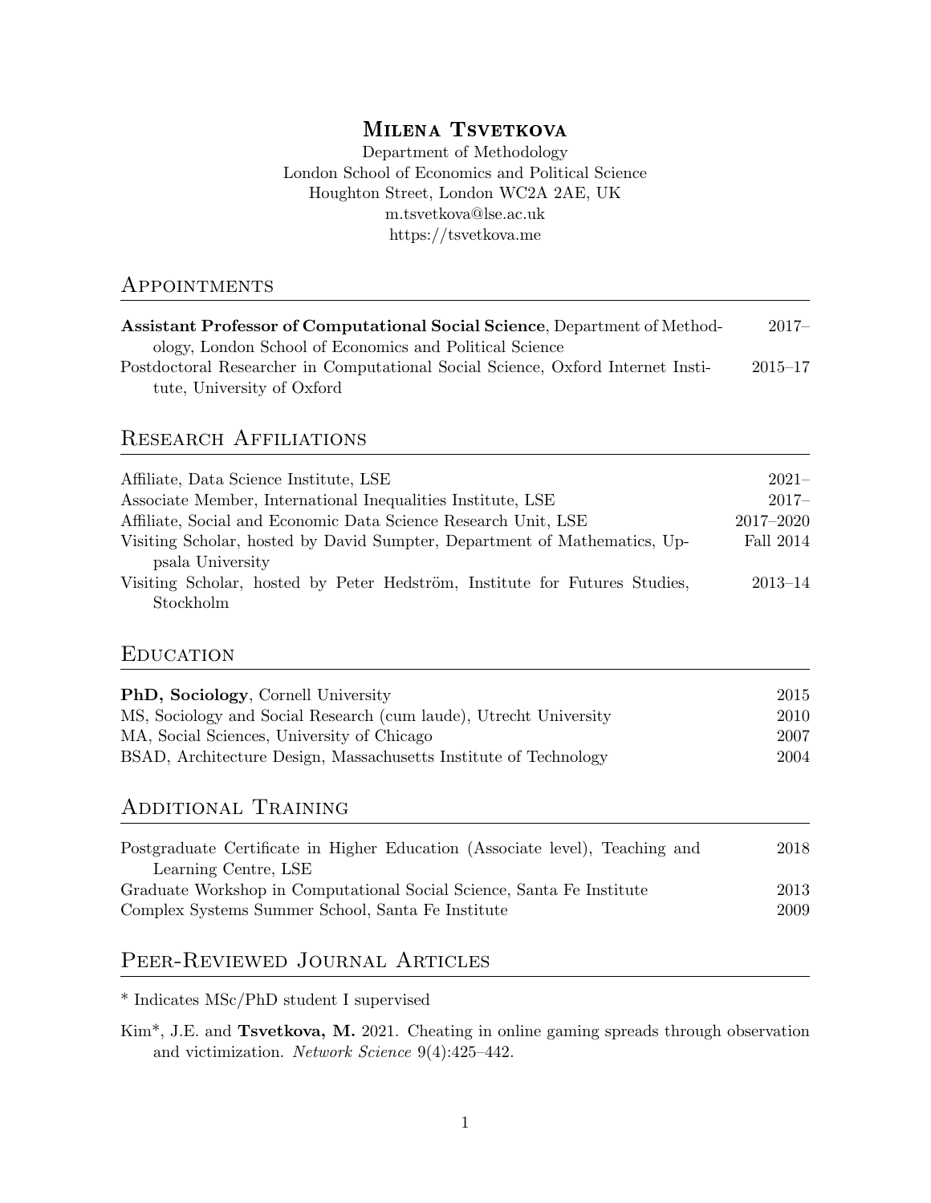# Milena Tsvetkova

Department of Methodology
London School of Economics and Political Science
Houghton Street, London WC2A 2AE, UK
m.tsvetkova@lse.ac.uk
https://tsvetkova.me

## Appointments

**Assistant Professor of Computational Social Science**, Department of Methodology, London School of Economics and Political Science — 2017–

Postdoctoral Researcher in Computational Social Science, Oxford Internet Institute, University of Oxford — 2015–17

## Research Affiliations

Affiliate, Data Science Institute, LSE — 2021–

Associate Member, International Inequalities Institute, LSE — 2017–

Affiliate, Social and Economic Data Science Research Unit, LSE — 2017–2020

Visiting Scholar, hosted by David Sumpter, Department of Mathematics, Uppsala University — Fall 2014

Visiting Scholar, hosted by Peter Hedström, Institute for Futures Studies, Stockholm — 2013–14

## Education

**PhD, Sociology**, Cornell University — 2015

MS, Sociology and Social Research (cum laude), Utrecht University — 2010

MA, Social Sciences, University of Chicago — 2007

BSAD, Architecture Design, Massachusetts Institute of Technology — 2004

## Additional Training

Postgraduate Certificate in Higher Education (Associate level), Teaching and Learning Centre, LSE — 2018

Graduate Workshop in Computational Social Science, Santa Fe Institute — 2013

Complex Systems Summer School, Santa Fe Institute — 2009

## Peer-Reviewed Journal Articles

\* Indicates MSc/PhD student I supervised

Kim*, J.E. and **Tsvetkova, M.** 2021. Cheating in online gaming spreads through observation and victimization. *Network Science* 9(4):425–442.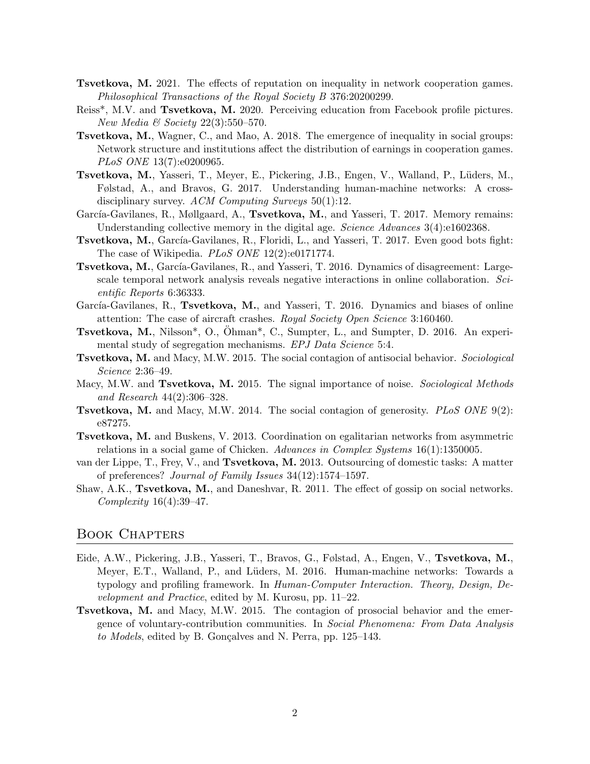**Tsvetkova, M.** 2021. The effects of reputation on inequality in network cooperation games. *Philosophical Transactions of the Royal Society B* 376:20200299.

Reiss*, M.V. and **Tsvetkova, M.** 2020. Perceiving education from Facebook profile pictures. *New Media & Society* 22(3):550–570.

**Tsvetkova, M.**, Wagner, C., and Mao, A. 2018. The emergence of inequality in social groups: Network structure and institutions affect the distribution of earnings in cooperation games. *PLoS ONE* 13(7):e0200965.

**Tsvetkova, M.**, Yasseri, T., Meyer, E., Pickering, J.B., Engen, V., Walland, P., Lüders, M., Følstad, A., and Bravos, G. 2017. Understanding human-machine networks: A cross-disciplinary survey. *ACM Computing Surveys* 50(1):12.

García-Gavilanes, R., Møllgaard, A., **Tsvetkova, M.**, and Yasseri, T. 2017. Memory remains: Understanding collective memory in the digital age. *Science Advances* 3(4):e1602368.

**Tsvetkova, M.**, García-Gavilanes, R., Floridi, L., and Yasseri, T. 2017. Even good bots fight: The case of Wikipedia. *PLoS ONE* 12(2):e0171774.

**Tsvetkova, M.**, García-Gavilanes, R., and Yasseri, T. 2016. Dynamics of disagreement: Large-scale temporal network analysis reveals negative interactions in online collaboration. *Scientific Reports* 6:36333.

García-Gavilanes, R., **Tsvetkova, M.**, and Yasseri, T. 2016. Dynamics and biases of online attention: The case of aircraft crashes. *Royal Society Open Science* 3:160460.

**Tsvetkova, M.**, Nilsson*, O., Öhman*, C., Sumpter, L., and Sumpter, D. 2016. An experimental study of segregation mechanisms. *EPJ Data Science* 5:4.

**Tsvetkova, M.** and Macy, M.W. 2015. The social contagion of antisocial behavior. *Sociological Science* 2:36–49.

Macy, M.W. and **Tsvetkova, M.** 2015. The signal importance of noise. *Sociological Methods and Research* 44(2):306–328.

**Tsvetkova, M.** and Macy, M.W. 2014. The social contagion of generosity. *PLoS ONE* 9(2): e87275.

**Tsvetkova, M.** and Buskens, V. 2013. Coordination on egalitarian networks from asymmetric relations in a social game of Chicken. *Advances in Complex Systems* 16(1):1350005.

van der Lippe, T., Frey, V., and **Tsvetkova, M.** 2013. Outsourcing of domestic tasks: A matter of preferences? *Journal of Family Issues* 34(12):1574–1597.

Shaw, A.K., **Tsvetkova, M.**, and Daneshvar, R. 2011. The effect of gossip on social networks. *Complexity* 16(4):39–47.

## Book Chapters

Eide, A.W., Pickering, J.B., Yasseri, T., Bravos, G., Følstad, A., Engen, V., **Tsvetkova, M.**, Meyer, E.T., Walland, P., and Lüders, M. 2016. Human-machine networks: Towards a typology and profiling framework. In *Human-Computer Interaction. Theory, Design, Development and Practice*, edited by M. Kurosu, pp. 11–22.

**Tsvetkova, M.** and Macy, M.W. 2015. The contagion of prosocial behavior and the emergence of voluntary-contribution communities. In *Social Phenomena: From Data Analysis to Models*, edited by B. Gonçalves and N. Perra, pp. 125–143.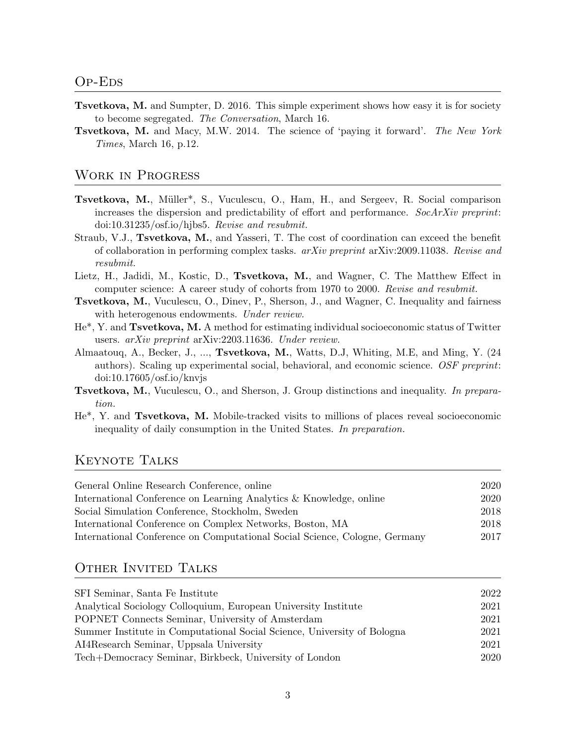## Op-Eds

**Tsvetkova, M.** and Sumpter, D. 2016. This simple experiment shows how easy it is for society to become segregated. *The Conversation*, March 16.

**Tsvetkova, M.** and Macy, M.W. 2014. The science of 'paying it forward'. *The New York Times*, March 16, p.12.

## Work in Progress

**Tsvetkova, M.**, Müller*, S., Vuculescu, O., Ham, H., and Sergeev, R. Social comparison increases the dispersion and predictability of effort and performance. *SocArXiv preprint*: doi:10.31235/osf.io/hjbs5. *Revise and resubmit.*

Straub, V.J., **Tsvetkova, M.**, and Yasseri, T. The cost of coordination can exceed the benefit of collaboration in performing complex tasks. *arXiv preprint* arXiv:2009.11038. *Revise and resubmit.*

Lietz, H., Jadidi, M., Kostic, D., **Tsvetkova, M.**, and Wagner, C. The Matthew Effect in computer science: A career study of cohorts from 1970 to 2000. *Revise and resubmit.*

**Tsvetkova, M.**, Vuculescu, O., Dinev, P., Sherson, J., and Wagner, C. Inequality and fairness with heterogenous endowments. *Under review.*

He*, Y. and **Tsvetkova, M.** A method for estimating individual socioeconomic status of Twitter users. *arXiv preprint* arXiv:2203.11636. *Under review.*

Almaatouq, A., Becker, J., ..., **Tsvetkova, M.**, Watts, D.J, Whiting, M.E, and Ming, Y. (24 authors). Scaling up experimental social, behavioral, and economic science. *OSF preprint*: doi:10.17605/osf.io/knvjs

**Tsvetkova, M.**, Vuculescu, O., and Sherson, J. Group distinctions and inequality. *In preparation.*

He*, Y. and **Tsvetkova, M.** Mobile-tracked visits to millions of places reveal socioeconomic inequality of daily consumption in the United States. *In preparation.*

## Keynote Talks

| | |
|---|---|
| General Online Research Conference, online | 2020 |
| International Conference on Learning Analytics & Knowledge, online | 2020 |
| Social Simulation Conference, Stockholm, Sweden | 2018 |
| International Conference on Complex Networks, Boston, MA | 2018 |
| International Conference on Computational Social Science, Cologne, Germany | 2017 |

## Other Invited Talks

| | |
|---|---|
| SFI Seminar, Santa Fe Institute | 2022 |
| Analytical Sociology Colloquium, European University Institute | 2021 |
| POPNET Connects Seminar, University of Amsterdam | 2021 |
| Summer Institute in Computational Social Science, University of Bologna | 2021 |
| AI4Research Seminar, Uppsala University | 2021 |
| Tech+Democracy Seminar, Birkbeck, University of London | 2020 |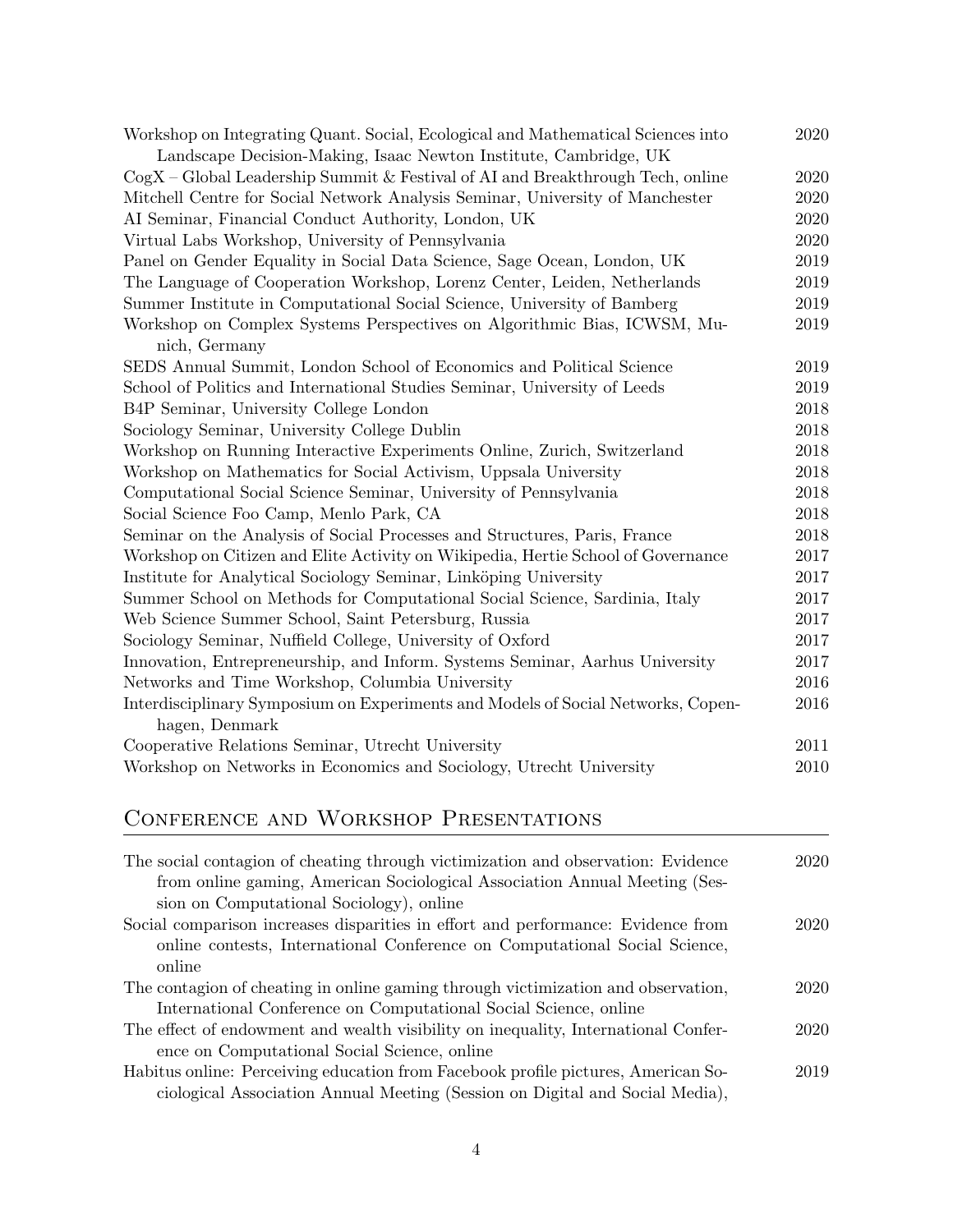| | |
|---|---|
| Workshop on Integrating Quant. Social, Ecological and Mathematical Sciences into Landscape Decision-Making, Isaac Newton Institute, Cambridge, UK | 2020 |
| CogX – Global Leadership Summit & Festival of AI and Breakthrough Tech, online | 2020 |
| Mitchell Centre for Social Network Analysis Seminar, University of Manchester | 2020 |
| AI Seminar, Financial Conduct Authority, London, UK | 2020 |
| Virtual Labs Workshop, University of Pennsylvania | 2020 |
| Panel on Gender Equality in Social Data Science, Sage Ocean, London, UK | 2019 |
| The Language of Cooperation Workshop, Lorenz Center, Leiden, Netherlands | 2019 |
| Summer Institute in Computational Social Science, University of Bamberg | 2019 |
| Workshop on Complex Systems Perspectives on Algorithmic Bias, ICWSM, Munich, Germany | 2019 |
| SEDS Annual Summit, London School of Economics and Political Science | 2019 |
| School of Politics and International Studies Seminar, University of Leeds | 2019 |
| B4P Seminar, University College London | 2018 |
| Sociology Seminar, University College Dublin | 2018 |
| Workshop on Running Interactive Experiments Online, Zurich, Switzerland | 2018 |
| Workshop on Mathematics for Social Activism, Uppsala University | 2018 |
| Computational Social Science Seminar, University of Pennsylvania | 2018 |
| Social Science Foo Camp, Menlo Park, CA | 2018 |
| Seminar on the Analysis of Social Processes and Structures, Paris, France | 2018 |
| Workshop on Citizen and Elite Activity on Wikipedia, Hertie School of Governance | 2017 |
| Institute for Analytical Sociology Seminar, Linköping University | 2017 |
| Summer School on Methods for Computational Social Science, Sardinia, Italy | 2017 |
| Web Science Summer School, Saint Petersburg, Russia | 2017 |
| Sociology Seminar, Nuffield College, University of Oxford | 2017 |
| Innovation, Entrepreneurship, and Inform. Systems Seminar, Aarhus University | 2017 |
| Networks and Time Workshop, Columbia University | 2016 |
| Interdisciplinary Symposium on Experiments and Models of Social Networks, Copenhagen, Denmark | 2016 |
| Cooperative Relations Seminar, Utrecht University | 2011 |
| Workshop on Networks in Economics and Sociology, Utrecht University | 2010 |

## Conference and Workshop Presentations

| | |
|---|---|
| The social contagion of cheating through victimization and observation: Evidence from online gaming, American Sociological Association Annual Meeting (Session on Computational Sociology), online | 2020 |
| Social comparison increases disparities in effort and performance: Evidence from online contests, International Conference on Computational Social Science, online | 2020 |
| The contagion of cheating in online gaming through victimization and observation, International Conference on Computational Social Science, online | 2020 |
| The effect of endowment and wealth visibility on inequality, International Conference on Computational Social Science, online | 2020 |
| Habitus online: Perceiving education from Facebook profile pictures, American Sociological Association Annual Meeting (Session on Digital and Social Media), | 2019 |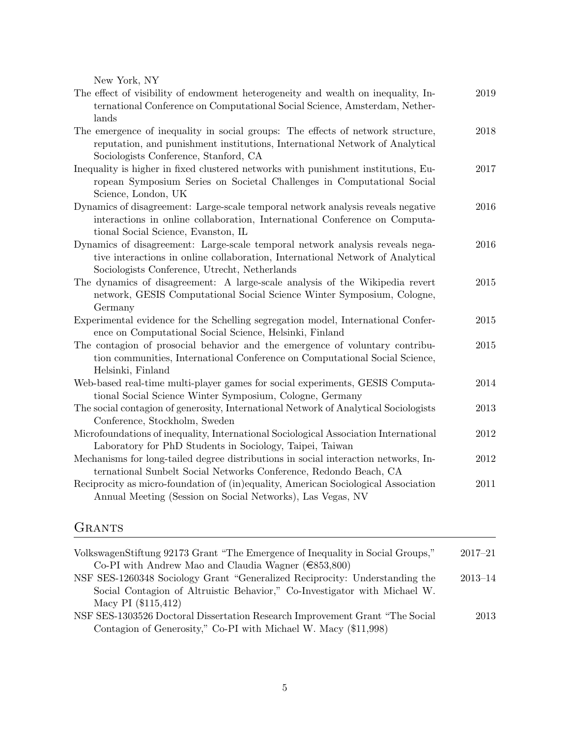New York, NY

The effect of visibility of endowment heterogeneity and wealth on inequality, International Conference on Computational Social Science, Amsterdam, Netherlands — 2019

The emergence of inequality in social groups: The effects of network structure, reputation, and punishment institutions, International Network of Analytical Sociologists Conference, Stanford, CA — 2018

Inequality is higher in fixed clustered networks with punishment institutions, European Symposium Series on Societal Challenges in Computational Social Science, London, UK — 2017

Dynamics of disagreement: Large-scale temporal network analysis reveals negative interactions in online collaboration, International Conference on Computational Social Science, Evanston, IL — 2016

Dynamics of disagreement: Large-scale temporal network analysis reveals negative interactions in online collaboration, International Network of Analytical Sociologists Conference, Utrecht, Netherlands — 2016

The dynamics of disagreement: A large-scale analysis of the Wikipedia revert network, GESIS Computational Social Science Winter Symposium, Cologne, Germany — 2015

Experimental evidence for the Schelling segregation model, International Conference on Computational Social Science, Helsinki, Finland — 2015

The contagion of prosocial behavior and the emergence of voluntary contribution communities, International Conference on Computational Social Science, Helsinki, Finland — 2015

Web-based real-time multi-player games for social experiments, GESIS Computational Social Science Winter Symposium, Cologne, Germany — 2014

The social contagion of generosity, International Network of Analytical Sociologists Conference, Stockholm, Sweden — 2013

Microfoundations of inequality, International Sociological Association International Laboratory for PhD Students in Sociology, Taipei, Taiwan — 2012

Mechanisms for long-tailed degree distributions in social interaction networks, International Sunbelt Social Networks Conference, Redondo Beach, CA — 2012

Reciprocity as micro-foundation of (in)equality, American Sociological Association Annual Meeting (Session on Social Networks), Las Vegas, NV — 2011

## Grants

VolkswagenStiftung 92173 Grant "The Emergence of Inequality in Social Groups," Co-PI with Andrew Mao and Claudia Wagner (€853,800) — 2017–21

NSF SES-1260348 Sociology Grant "Generalized Reciprocity: Understanding the Social Contagion of Altruistic Behavior," Co-Investigator with Michael W. Macy PI ($115,412) — 2013–14

NSF SES-1303526 Doctoral Dissertation Research Improvement Grant "The Social Contagion of Generosity," Co-PI with Michael W. Macy ($11,998) — 2013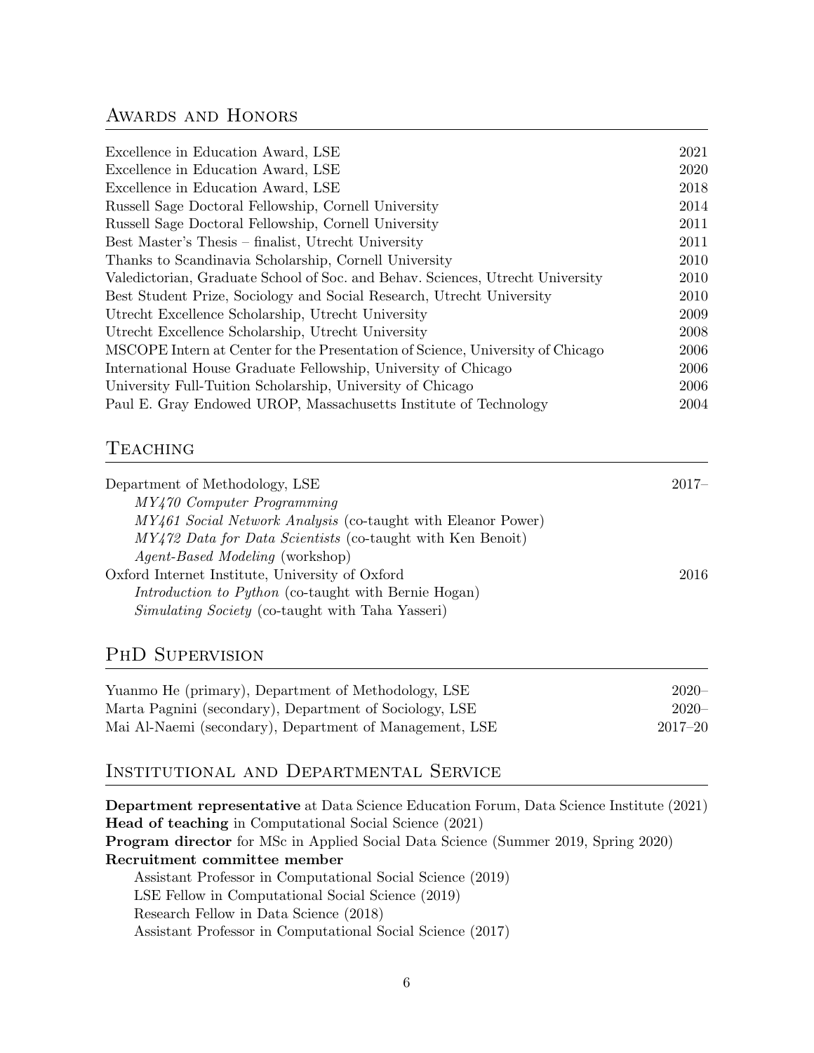## Awards and Honors

| | |
|---|---|
| Excellence in Education Award, LSE | 2021 |
| Excellence in Education Award, LSE | 2020 |
| Excellence in Education Award, LSE | 2018 |
| Russell Sage Doctoral Fellowship, Cornell University | 2014 |
| Russell Sage Doctoral Fellowship, Cornell University | 2011 |
| Best Master's Thesis – finalist, Utrecht University | 2011 |
| Thanks to Scandinavia Scholarship, Cornell University | 2010 |
| Valedictorian, Graduate School of Soc. and Behav. Sciences, Utrecht University | 2010 |
| Best Student Prize, Sociology and Social Research, Utrecht University | 2010 |
| Utrecht Excellence Scholarship, Utrecht University | 2009 |
| Utrecht Excellence Scholarship, Utrecht University | 2008 |
| MSCOPE Intern at Center for the Presentation of Science, University of Chicago | 2006 |
| International House Graduate Fellowship, University of Chicago | 2006 |
| University Full-Tuition Scholarship, University of Chicago | 2006 |
| Paul E. Gray Endowed UROP, Massachusetts Institute of Technology | 2004 |

## Teaching

Department of Methodology, LSE — 2017–

- *MY470 Computer Programming*
- *MY461 Social Network Analysis* (co-taught with Eleanor Power)
- *MY472 Data for Data Scientists* (co-taught with Ken Benoit)
- *Agent-Based Modeling* (workshop)

Oxford Internet Institute, University of Oxford — 2016

- *Introduction to Python* (co-taught with Bernie Hogan)
- *Simulating Society* (co-taught with Taha Yasseri)

## PhD Supervision

| | |
|---|---|
| Yuanmo He (primary), Department of Methodology, LSE | 2020– |
| Marta Pagnini (secondary), Department of Sociology, LSE | 2020– |
| Mai Al-Naemi (secondary), Department of Management, LSE | 2017–20 |

## Institutional and Departmental Service

**Department representative** at Data Science Education Forum, Data Science Institute (2021)
**Head of teaching** in Computational Social Science (2021)
**Program director** for MSc in Applied Social Data Science (Summer 2019, Spring 2020)
**Recruitment committee member**

- Assistant Professor in Computational Social Science (2019)
- LSE Fellow in Computational Social Science (2019)
- Research Fellow in Data Science (2018)
- Assistant Professor in Computational Social Science (2017)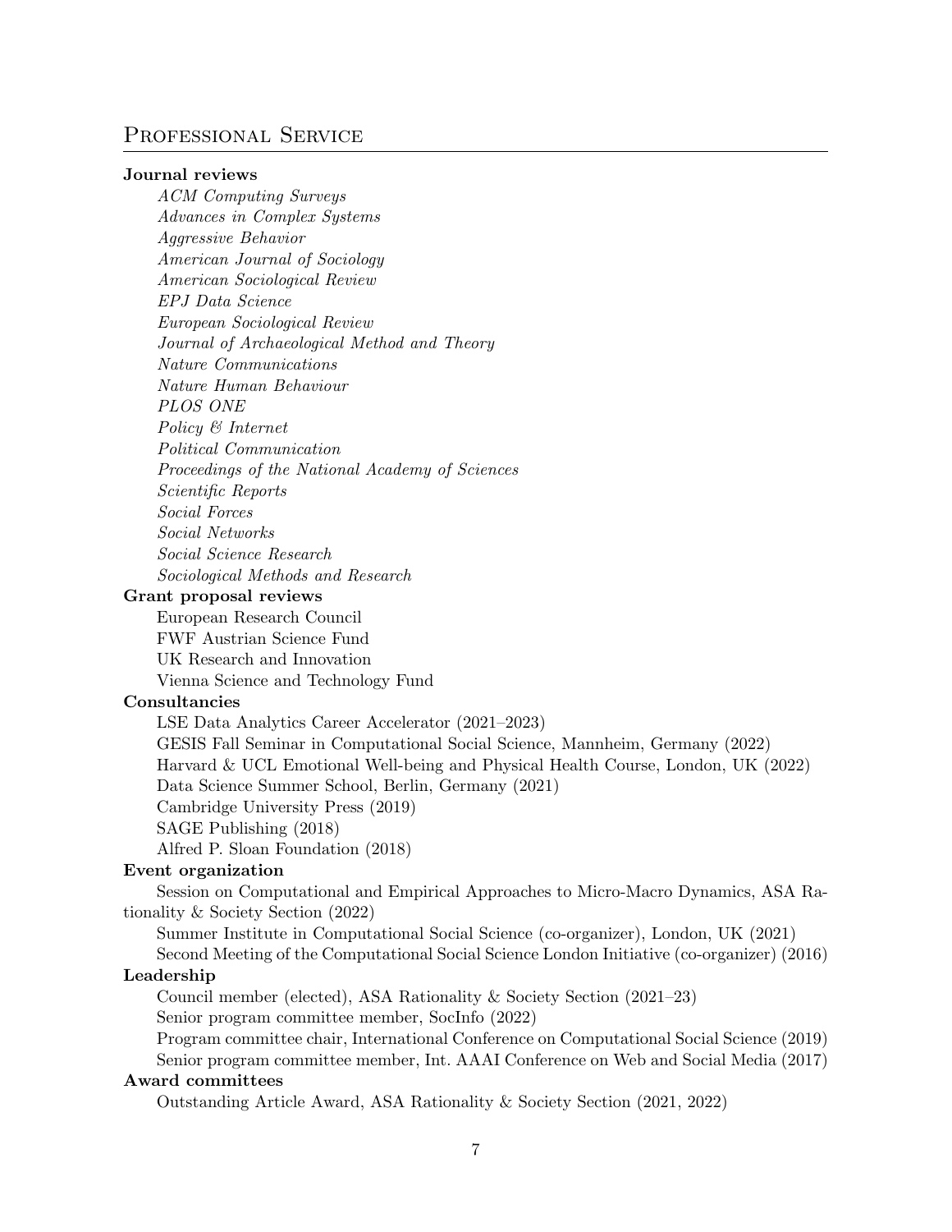## Professional Service

**Journal reviews**

*ACM Computing Surveys*
*Advances in Complex Systems*
*Aggressive Behavior*
*American Journal of Sociology*
*American Sociological Review*
*EPJ Data Science*
*European Sociological Review*
*Journal of Archaeological Method and Theory*
*Nature Communications*
*Nature Human Behaviour*
*PLOS ONE*
*Policy & Internet*
*Political Communication*
*Proceedings of the National Academy of Sciences*
*Scientific Reports*
*Social Forces*
*Social Networks*
*Social Science Research*
*Sociological Methods and Research*

**Grant proposal reviews**

European Research Council
FWF Austrian Science Fund
UK Research and Innovation
Vienna Science and Technology Fund

**Consultancies**

LSE Data Analytics Career Accelerator (2021–2023)
GESIS Fall Seminar in Computational Social Science, Mannheim, Germany (2022)
Harvard & UCL Emotional Well-being and Physical Health Course, London, UK (2022)
Data Science Summer School, Berlin, Germany (2021)
Cambridge University Press (2019)
SAGE Publishing (2018)
Alfred P. Sloan Foundation (2018)

**Event organization**

Session on Computational and Empirical Approaches to Micro-Macro Dynamics, ASA Rationality & Society Section (2022)
Summer Institute in Computational Social Science (co-organizer), London, UK (2021)
Second Meeting of the Computational Social Science London Initiative (co-organizer) (2016)

**Leadership**

Council member (elected), ASA Rationality & Society Section (2021–23)
Senior program committee member, SocInfo (2022)
Program committee chair, International Conference on Computational Social Science (2019)
Senior program committee member, Int. AAAI Conference on Web and Social Media (2017)

**Award committees**

Outstanding Article Award, ASA Rationality & Society Section (2021, 2022)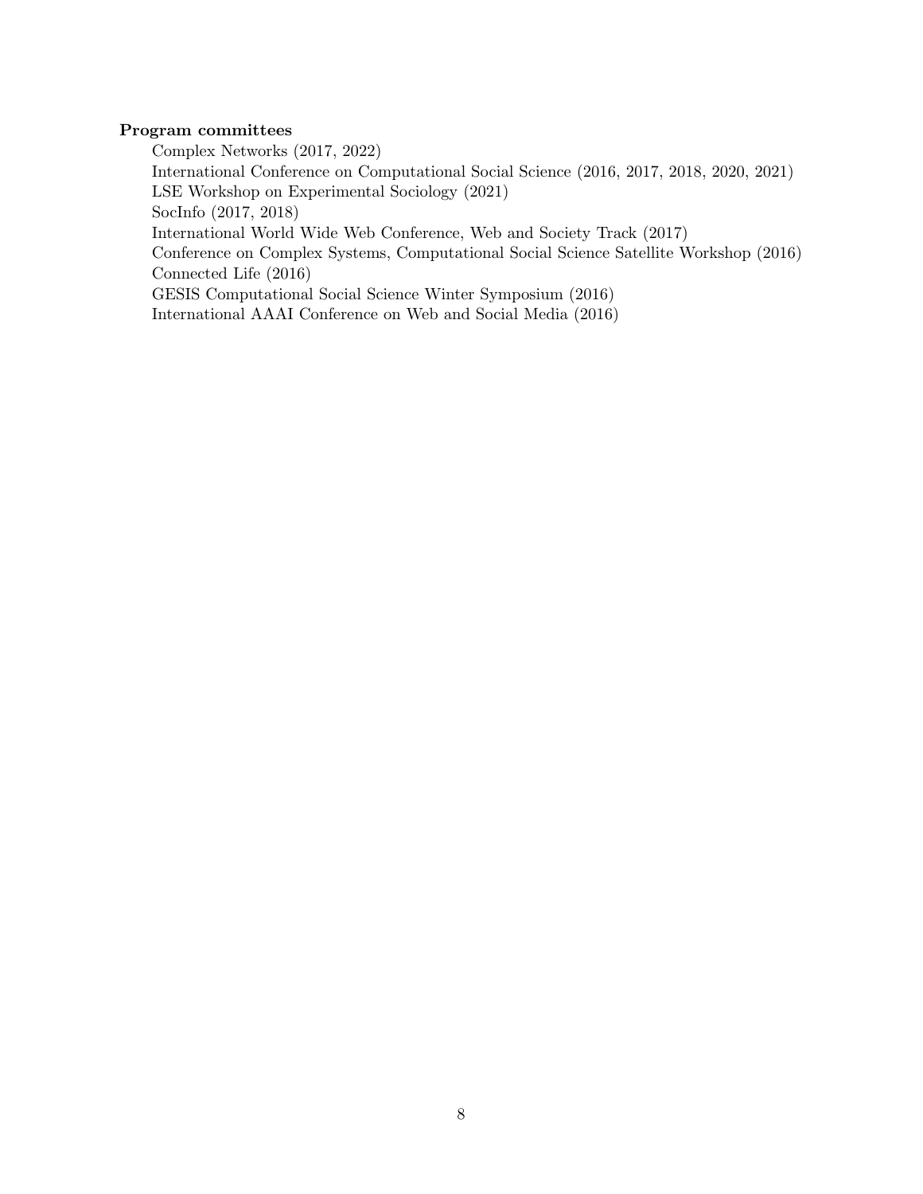**Program committees**

Complex Networks (2017, 2022)
International Conference on Computational Social Science (2016, 2017, 2018, 2020, 2021)
LSE Workshop on Experimental Sociology (2021)
SocInfo (2017, 2018)
International World Wide Web Conference, Web and Society Track (2017)
Conference on Complex Systems, Computational Social Science Satellite Workshop (2016)
Connected Life (2016)
GESIS Computational Social Science Winter Symposium (2016)
International AAAI Conference on Web and Social Media (2016)